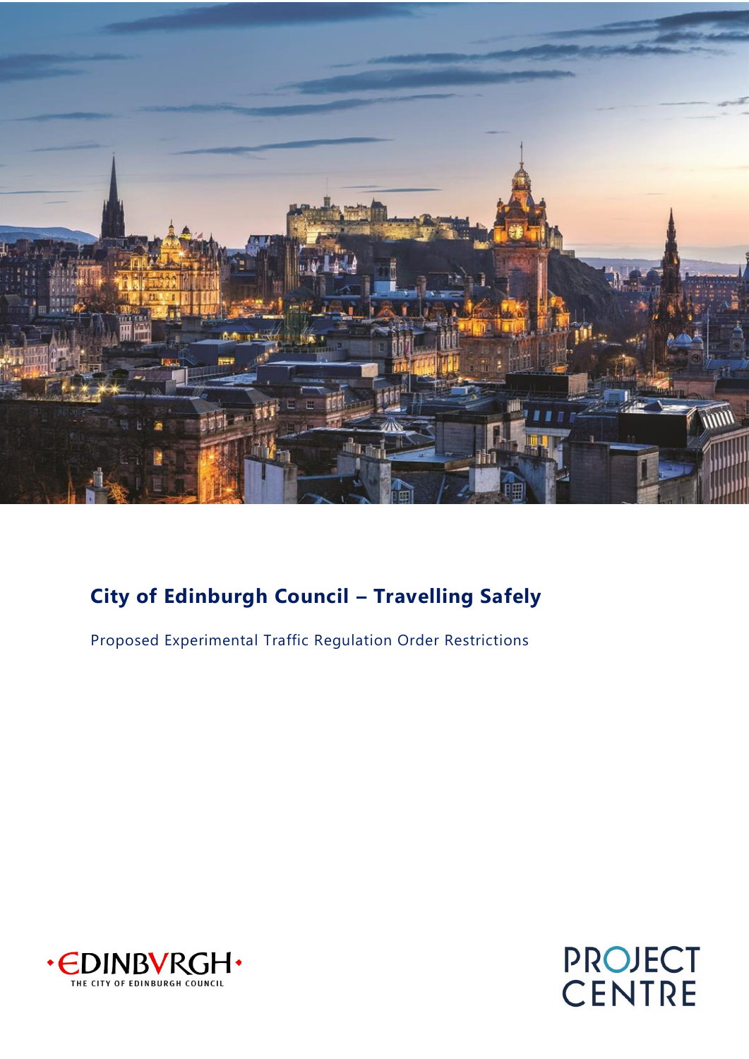# City of Edinburgh Council – Travelling Safely

Proposed Experimental Traffic Regulation Order Restrictions

EDINBVRGH THE CITY OF EDINBURGH COUNCIL

PROJECT CENTRE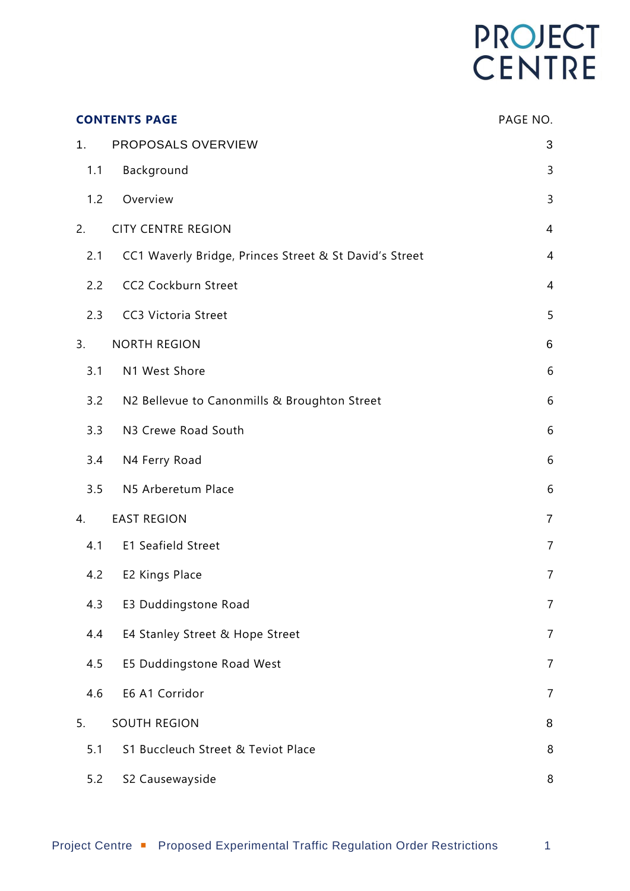## CONTENTS PAGE

| | | PAGE NO. |
|---|---|---|
| 1. | PROPOSALS OVERVIEW | 3 |
| 1.1 | Background | 3 |
| 1.2 | Overview | 3 |
| 2. | CITY CENTRE REGION | 4 |
| 2.1 | CC1 Waverly Bridge, Princes Street & St David's Street | 4 |
| 2.2 | CC2 Cockburn Street | 4 |
| 2.3 | CC3 Victoria Street | 5 |
| 3. | NORTH REGION | 6 |
| 3.1 | N1 West Shore | 6 |
| 3.2 | N2 Bellevue to Canonmills & Broughton Street | 6 |
| 3.3 | N3 Crewe Road South | 6 |
| 3.4 | N4 Ferry Road | 6 |
| 3.5 | N5 Arberetum Place | 6 |
| 4. | EAST REGION | 7 |
| 4.1 | E1 Seafield Street | 7 |
| 4.2 | E2 Kings Place | 7 |
| 4.3 | E3 Duddingstone Road | 7 |
| 4.4 | E4 Stanley Street & Hope Street | 7 |
| 4.5 | E5 Duddingstone Road West | 7 |
| 4.6 | E6 A1 Corridor | 7 |
| 5. | SOUTH REGION | 8 |
| 5.1 | S1 Buccleuch Street & Teviot Place | 8 |
| 5.2 | S2 Causewayside | 8 |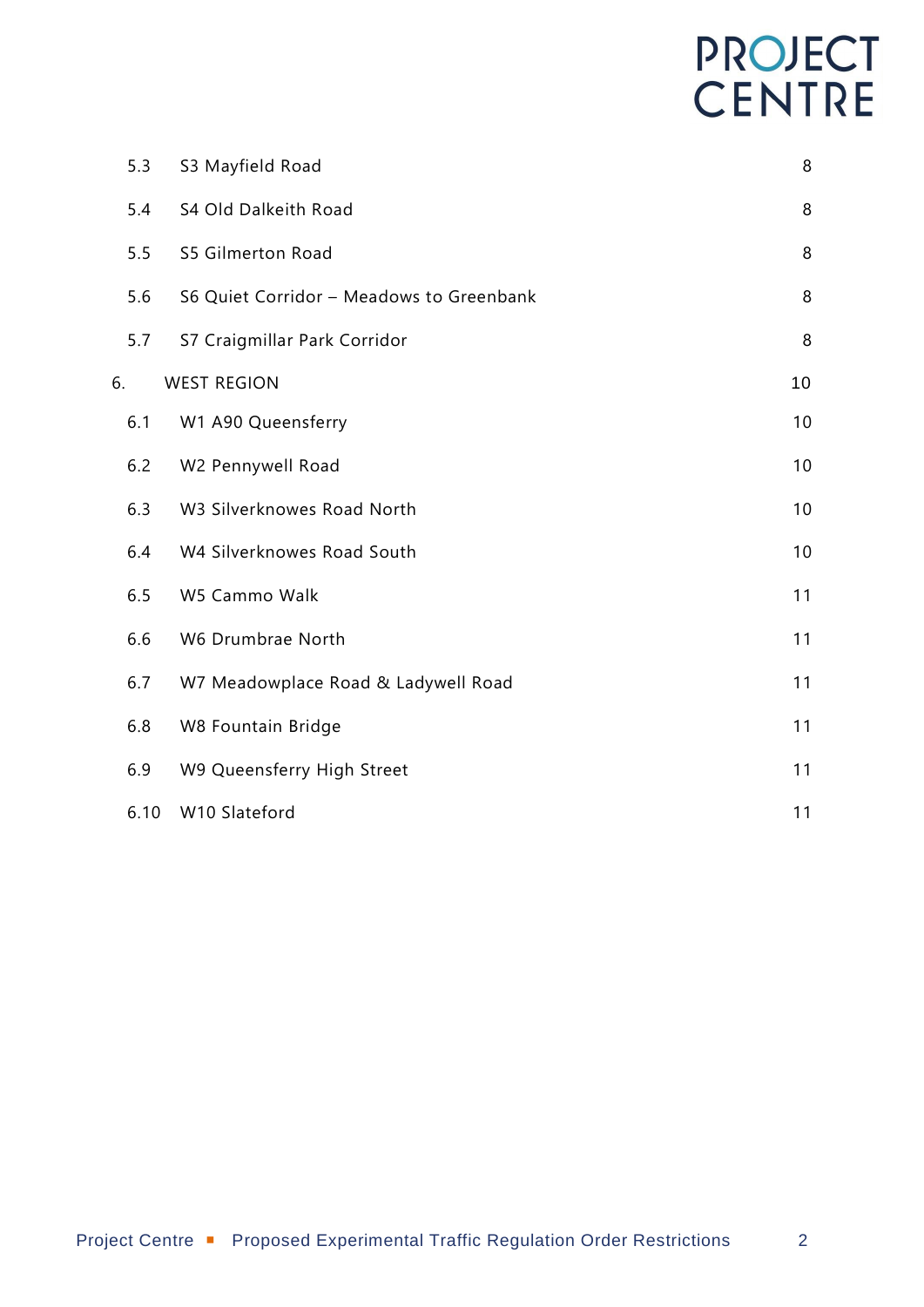| | | |
|---|---|---|
| 5.3 | S3 Mayfield Road | 8 |
| 5.4 | S4 Old Dalkeith Road | 8 |
| 5.5 | S5 Gilmerton Road | 8 |
| 5.6 | S6 Quiet Corridor – Meadows to Greenbank | 8 |
| 5.7 | S7 Craigmillar Park Corridor | 8 |
| 6. | WEST REGION | 10 |
| 6.1 | W1 A90 Queensferry | 10 |
| 6.2 | W2 Pennywell Road | 10 |
| 6.3 | W3 Silverknowes Road North | 10 |
| 6.4 | W4 Silverknowes Road South | 10 |
| 6.5 | W5 Cammo Walk | 11 |
| 6.6 | W6 Drumbrae North | 11 |
| 6.7 | W7 Meadowplace Road & Ladywell Road | 11 |
| 6.8 | W8 Fountain Bridge | 11 |
| 6.9 | W9 Queensferry High Street | 11 |
| 6.10 | W10 Slateford | 11 |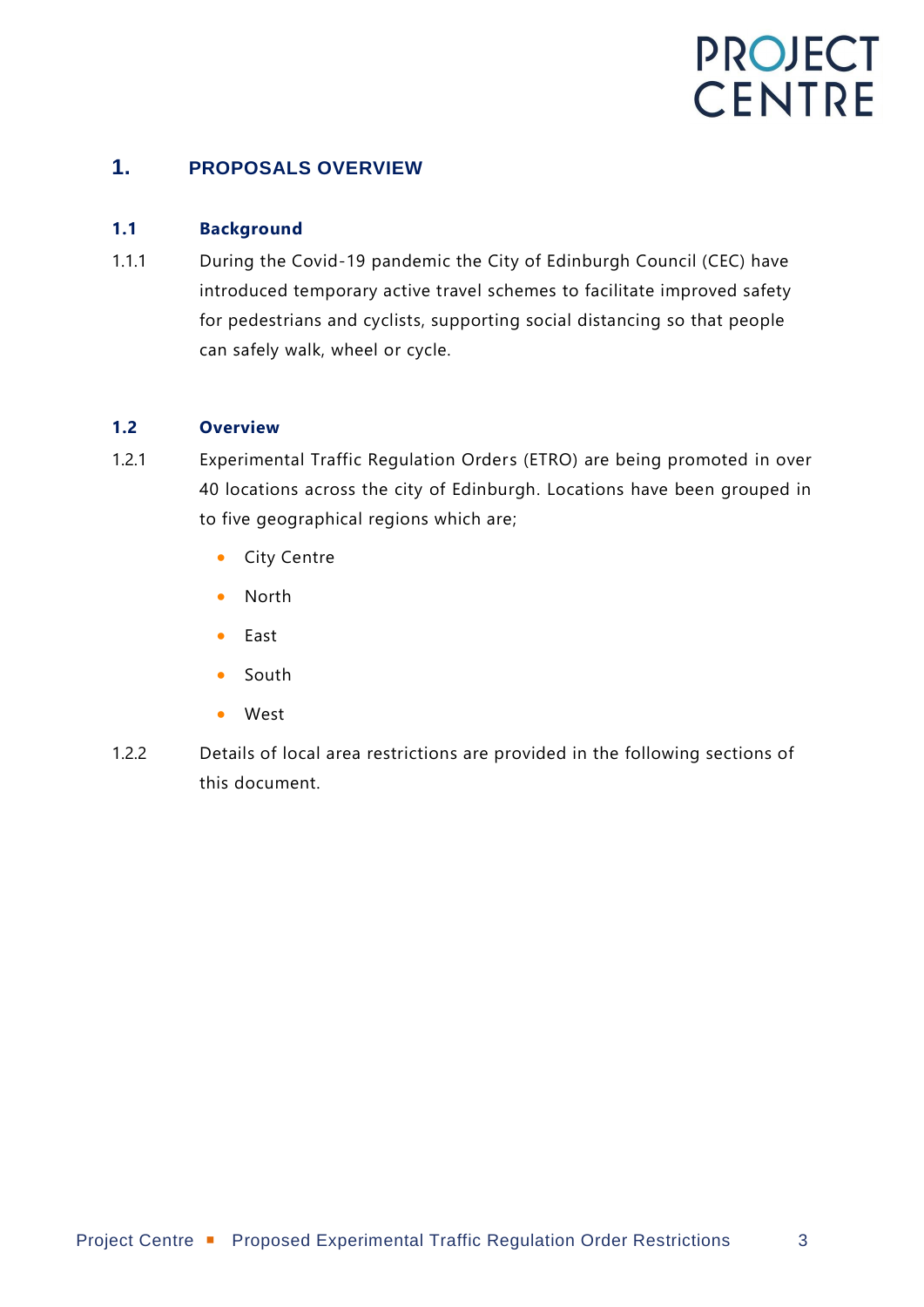# 1. PROPOSALS OVERVIEW

## 1.1 Background

1.1.1 During the Covid-19 pandemic the City of Edinburgh Council (CEC) have introduced temporary active travel schemes to facilitate improved safety for pedestrians and cyclists, supporting social distancing so that people can safely walk, wheel or cycle.

## 1.2 Overview

1.2.1 Experimental Traffic Regulation Orders (ETRO) are being promoted in over 40 locations across the city of Edinburgh. Locations have been grouped in to five geographical regions which are;

- City Centre
- North
- East
- South
- West

1.2.2 Details of local area restrictions are provided in the following sections of this document.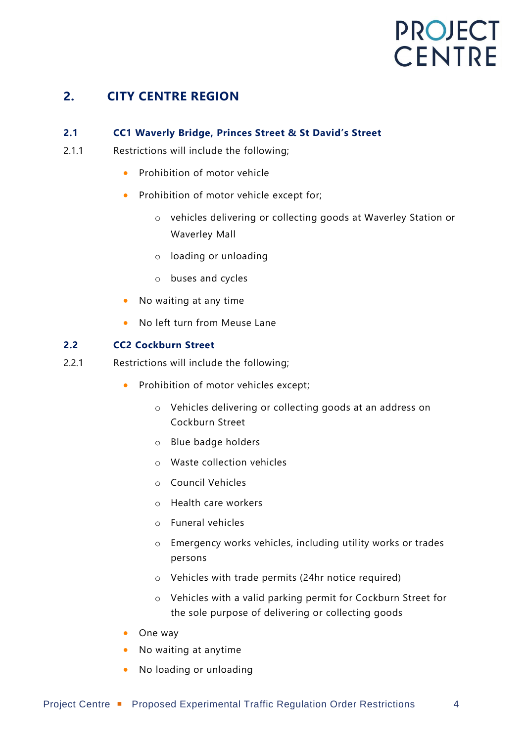## 2. CITY CENTRE REGION

### 2.1 CC1 Waverly Bridge, Princes Street & St David's Street

2.1.1 Restrictions will include the following;

- Prohibition of motor vehicle
- Prohibition of motor vehicle except for;
  - vehicles delivering or collecting goods at Waverley Station or Waverley Mall
  - loading or unloading
  - buses and cycles
- No waiting at any time
- No left turn from Meuse Lane

### 2.2 CC2 Cockburn Street

2.2.1 Restrictions will include the following;

- Prohibition of motor vehicles except;
  - Vehicles delivering or collecting goods at an address on Cockburn Street
  - Blue badge holders
  - Waste collection vehicles
  - Council Vehicles
  - Health care workers
  - Funeral vehicles
  - Emergency works vehicles, including utility works or trades persons
  - Vehicles with trade permits (24hr notice required)
  - Vehicles with a valid parking permit for Cockburn Street for the sole purpose of delivering or collecting goods
- One way
- No waiting at anytime
- No loading or unloading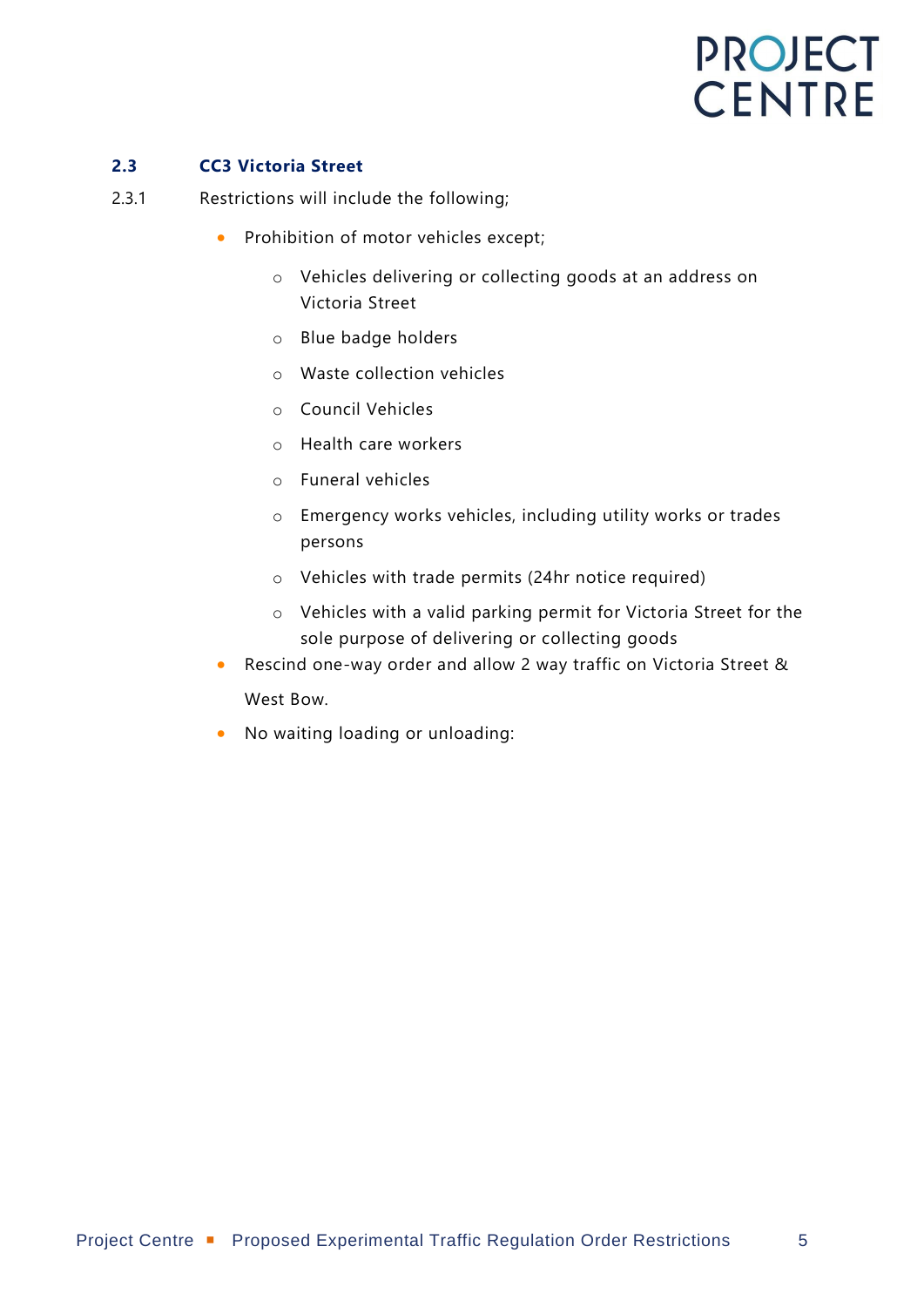### 2.3 CC3 Victoria Street

2.3.1 Restrictions will include the following;

- Prohibition of motor vehicles except;
  - Vehicles delivering or collecting goods at an address on Victoria Street
  - Blue badge holders
  - Waste collection vehicles
  - Council Vehicles
  - Health care workers
  - Funeral vehicles
  - Emergency works vehicles, including utility works or trades persons
  - Vehicles with trade permits (24hr notice required)
  - Vehicles with a valid parking permit for Victoria Street for the sole purpose of delivering or collecting goods
- Rescind one-way order and allow 2 way traffic on Victoria Street & West Bow.
- No waiting loading or unloading: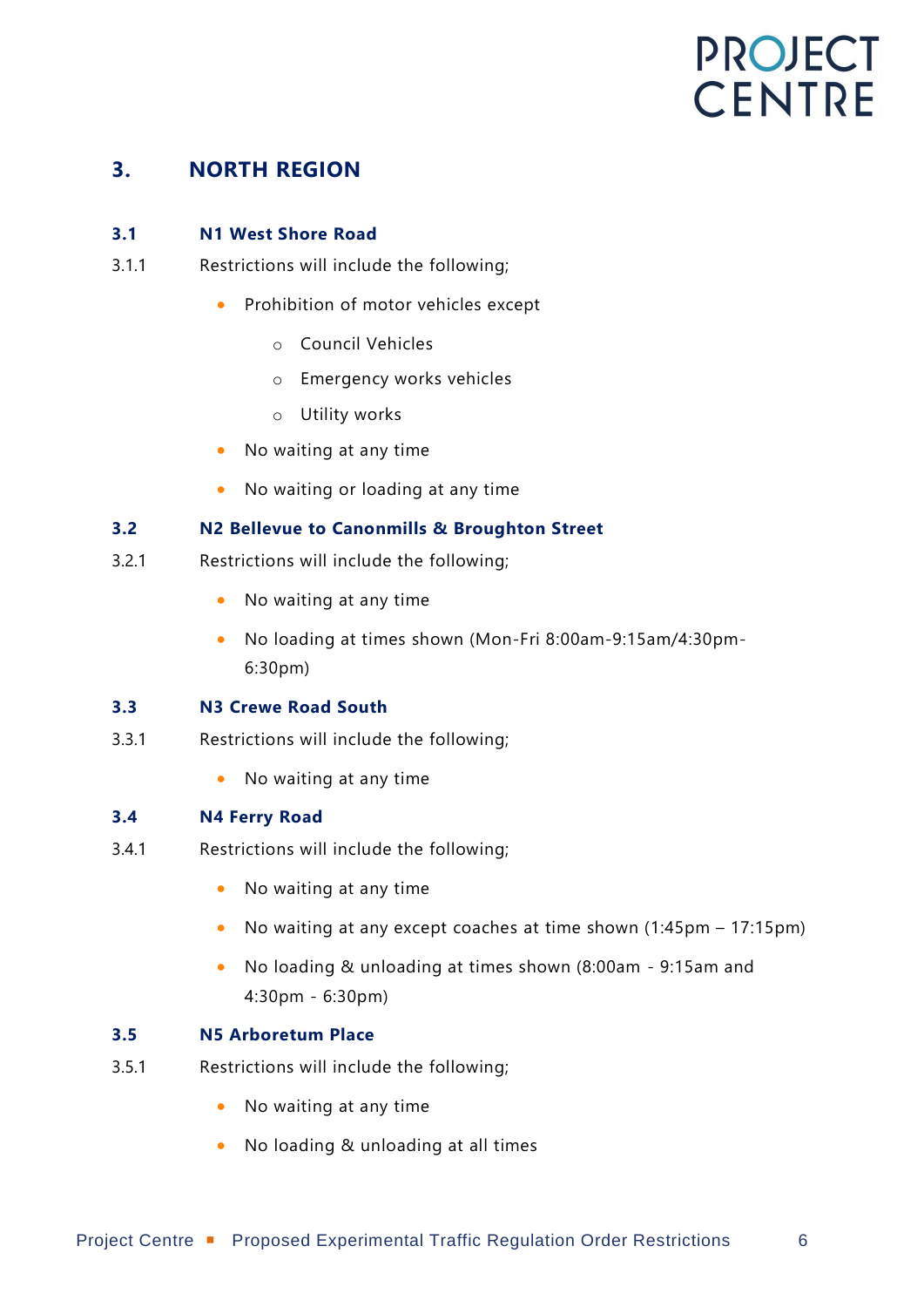## 3. NORTH REGION

### 3.1 N1 West Shore Road

3.1.1 Restrictions will include the following;

- Prohibition of motor vehicles except
  - Council Vehicles
  - Emergency works vehicles
  - Utility works
- No waiting at any time
- No waiting or loading at any time

### 3.2 N2 Bellevue to Canonmills & Broughton Street

3.2.1 Restrictions will include the following;

- No waiting at any time
- No loading at times shown (Mon-Fri 8:00am-9:15am/4:30pm-6:30pm)

### 3.3 N3 Crewe Road South

3.3.1 Restrictions will include the following;

- No waiting at any time

### 3.4 N4 Ferry Road

3.4.1 Restrictions will include the following;

- No waiting at any time
- No waiting at any except coaches at time shown (1:45pm – 17:15pm)
- No loading & unloading at times shown (8:00am - 9:15am and 4:30pm - 6:30pm)

### 3.5 N5 Arboretum Place

3.5.1 Restrictions will include the following;

- No waiting at any time
- No loading & unloading at all times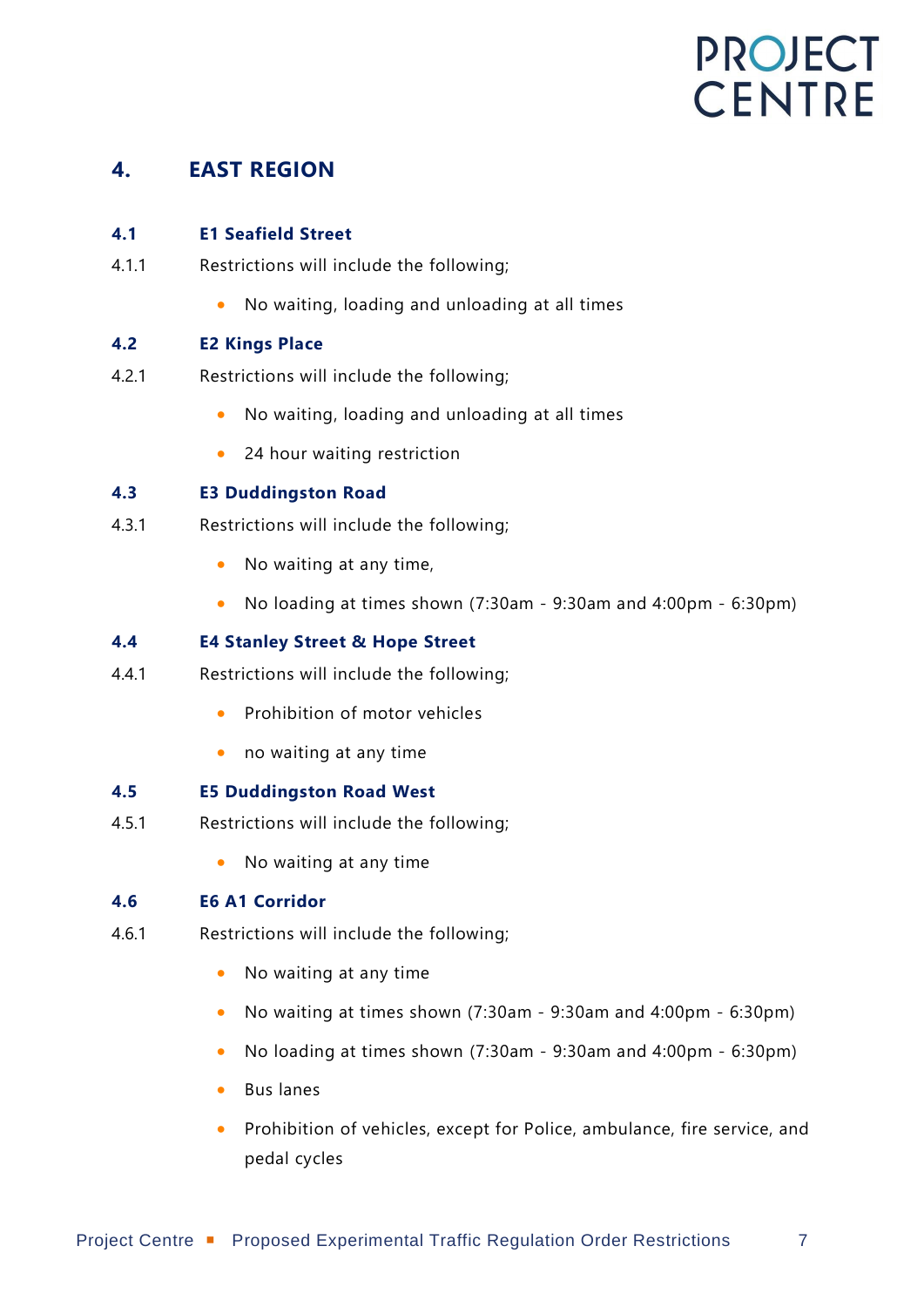# 4. EAST REGION

## 4.1 E1 Seafield Street

4.1.1 Restrictions will include the following;

- No waiting, loading and unloading at all times

## 4.2 E2 Kings Place

4.2.1 Restrictions will include the following;

- No waiting, loading and unloading at all times
- 24 hour waiting restriction

## 4.3 E3 Duddingston Road

4.3.1 Restrictions will include the following;

- No waiting at any time,
- No loading at times shown (7:30am - 9:30am and 4:00pm - 6:30pm)

## 4.4 E4 Stanley Street & Hope Street

4.4.1 Restrictions will include the following;

- Prohibition of motor vehicles
- no waiting at any time

## 4.5 E5 Duddingston Road West

4.5.1 Restrictions will include the following;

- No waiting at any time

## 4.6 E6 A1 Corridor

4.6.1 Restrictions will include the following;

- No waiting at any time
- No waiting at times shown (7:30am - 9:30am and 4:00pm - 6:30pm)
- No loading at times shown (7:30am - 9:30am and 4:00pm - 6:30pm)
- Bus lanes
- Prohibition of vehicles, except for Police, ambulance, fire service, and pedal cycles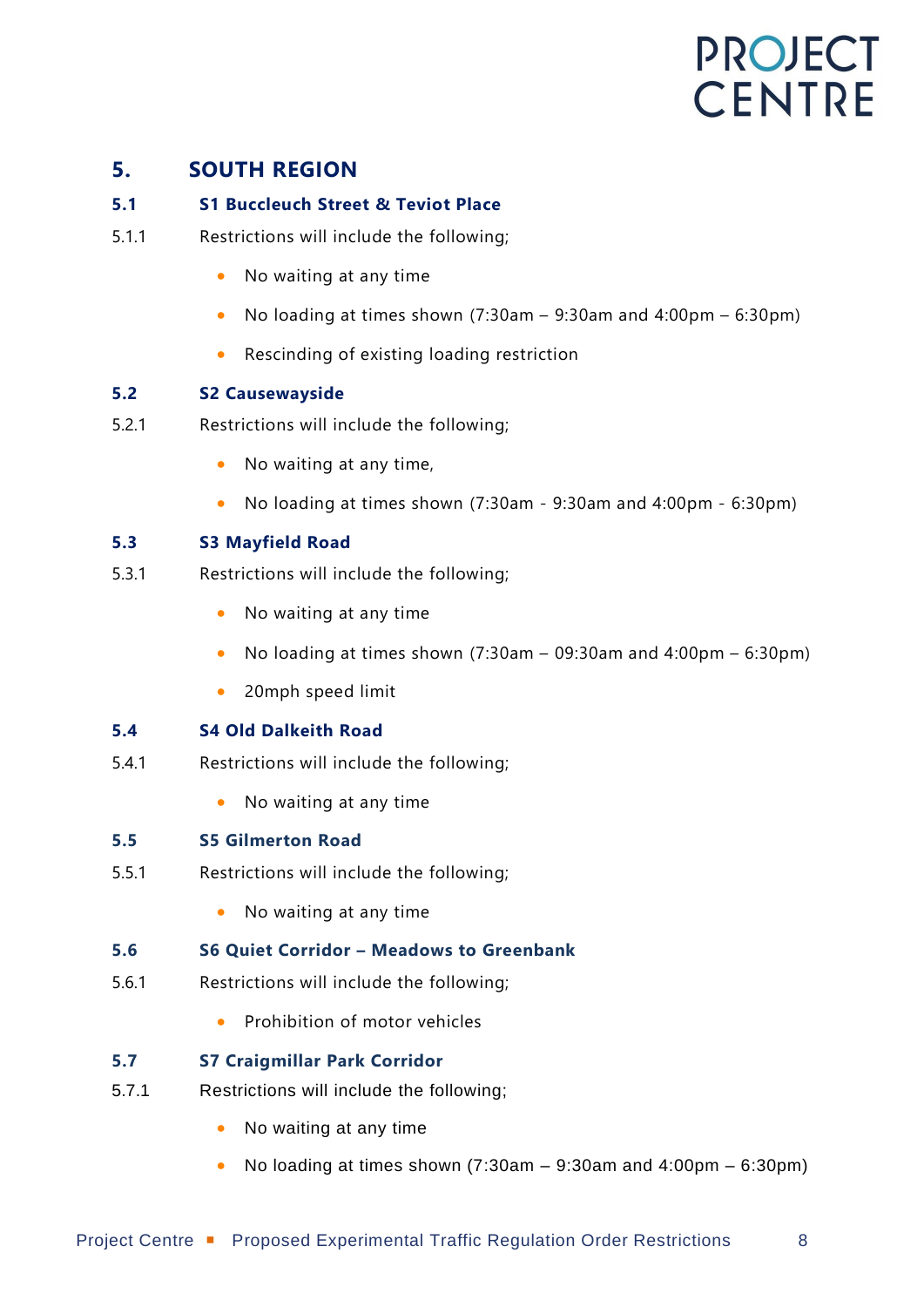# 5. SOUTH REGION

## 5.1 S1 Buccleuch Street & Teviot Place

5.1.1 Restrictions will include the following;

- No waiting at any time
- No loading at times shown (7:30am – 9:30am and 4:00pm – 6:30pm)
- Rescinding of existing loading restriction

## 5.2 S2 Causewayside

5.2.1 Restrictions will include the following;

- No waiting at any time,
- No loading at times shown (7:30am - 9:30am and 4:00pm - 6:30pm)

## 5.3 S3 Mayfield Road

5.3.1 Restrictions will include the following;

- No waiting at any time
- No loading at times shown (7:30am – 09:30am and 4:00pm – 6:30pm)
- 20mph speed limit

## 5.4 S4 Old Dalkeith Road

5.4.1 Restrictions will include the following;

- No waiting at any time

## 5.5 S5 Gilmerton Road

5.5.1 Restrictions will include the following;

- No waiting at any time

## 5.6 S6 Quiet Corridor – Meadows to Greenbank

5.6.1 Restrictions will include the following;

- Prohibition of motor vehicles

## 5.7 S7 Craigmillar Park Corridor

5.7.1 Restrictions will include the following;

- No waiting at any time
- No loading at times shown (7:30am – 9:30am and 4:00pm – 6:30pm)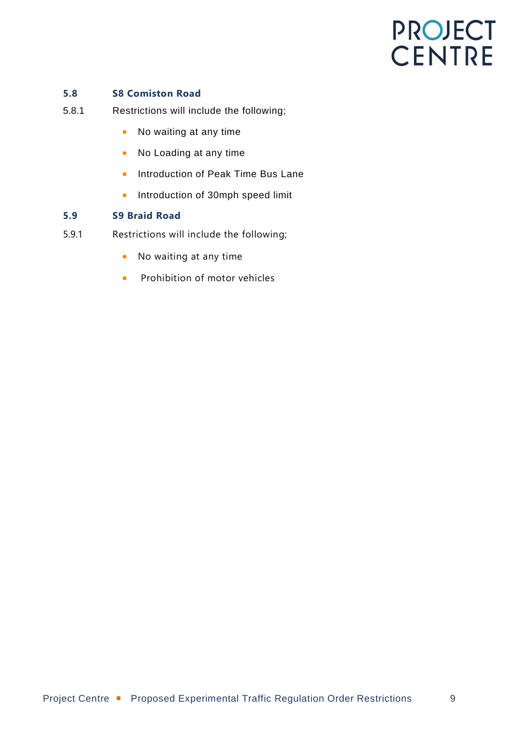### 5.8 S8 Comiston Road

5.8.1 Restrictions will include the following;

- No waiting at any time
- No Loading at any time
- Introduction of Peak Time Bus Lane
- Introduction of 30mph speed limit

### 5.9 S9 Braid Road

5.9.1 Restrictions will include the following;

- No waiting at any time
- Prohibition of motor vehicles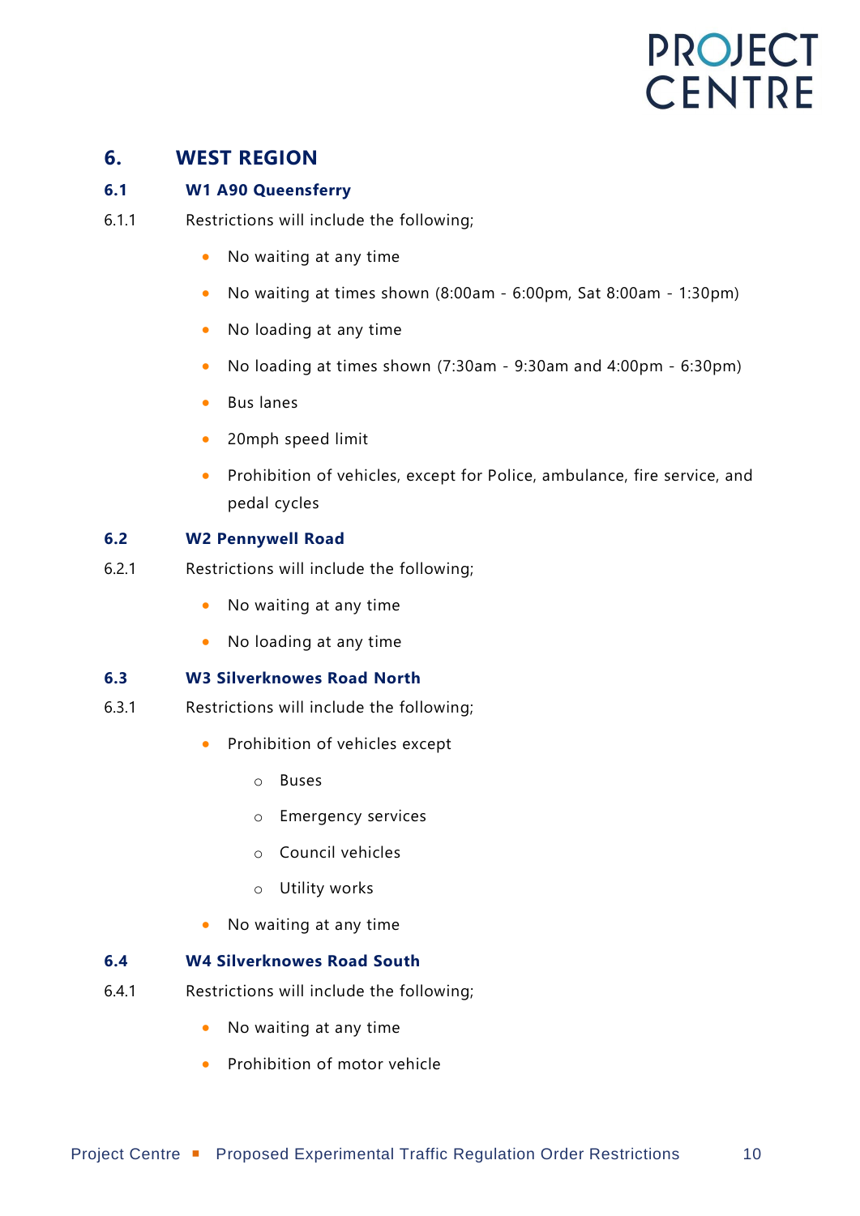## 6. WEST REGION

### 6.1 W1 A90 Queensferry

6.1.1 Restrictions will include the following;

- No waiting at any time
- No waiting at times shown (8:00am - 6:00pm, Sat 8:00am - 1:30pm)
- No loading at any time
- No loading at times shown (7:30am - 9:30am and 4:00pm - 6:30pm)
- Bus lanes
- 20mph speed limit
- Prohibition of vehicles, except for Police, ambulance, fire service, and pedal cycles

### 6.2 W2 Pennywell Road

6.2.1 Restrictions will include the following;

- No waiting at any time
- No loading at any time

### 6.3 W3 Silverknowes Road North

6.3.1 Restrictions will include the following;

- Prohibition of vehicles except
  - Buses
  - Emergency services
  - Council vehicles
  - Utility works
- No waiting at any time

### 6.4 W4 Silverknowes Road South

6.4.1 Restrictions will include the following;

- No waiting at any time
- Prohibition of motor vehicle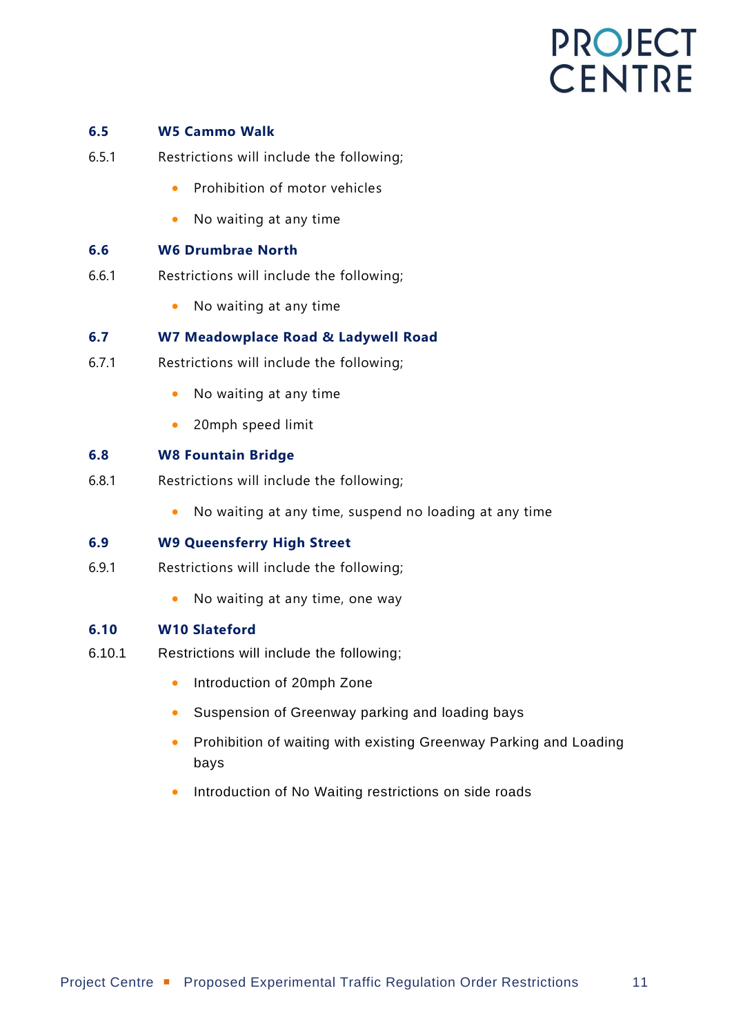## 6.5 W5 Cammo Walk

6.5.1 Restrictions will include the following;

- Prohibition of motor vehicles
- No waiting at any time

## 6.6 W6 Drumbrae North

6.6.1 Restrictions will include the following;

- No waiting at any time

## 6.7 W7 Meadowplace Road & Ladywell Road

6.7.1 Restrictions will include the following;

- No waiting at any time
- 20mph speed limit

## 6.8 W8 Fountain Bridge

6.8.1 Restrictions will include the following;

- No waiting at any time, suspend no loading at any time

## 6.9 W9 Queensferry High Street

6.9.1 Restrictions will include the following;

- No waiting at any time, one way

## 6.10 W10 Slateford

6.10.1 Restrictions will include the following;

- Introduction of 20mph Zone
- Suspension of Greenway parking and loading bays
- Prohibition of waiting with existing Greenway Parking and Loading bays
- Introduction of No Waiting restrictions on side roads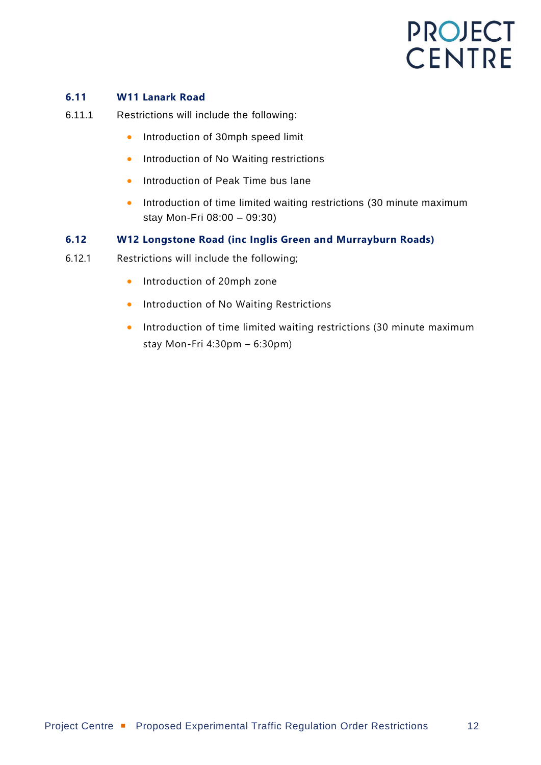### 6.11 W11 Lanark Road

6.11.1 Restrictions will include the following:

- Introduction of 30mph speed limit
- Introduction of No Waiting restrictions
- Introduction of Peak Time bus lane
- Introduction of time limited waiting restrictions (30 minute maximum stay Mon-Fri 08:00 – 09:30)

### 6.12 W12 Longstone Road (inc Inglis Green and Murrayburn Roads)

6.12.1 Restrictions will include the following;

- Introduction of 20mph zone
- Introduction of No Waiting Restrictions
- Introduction of time limited waiting restrictions (30 minute maximum stay Mon-Fri 4:30pm – 6:30pm)